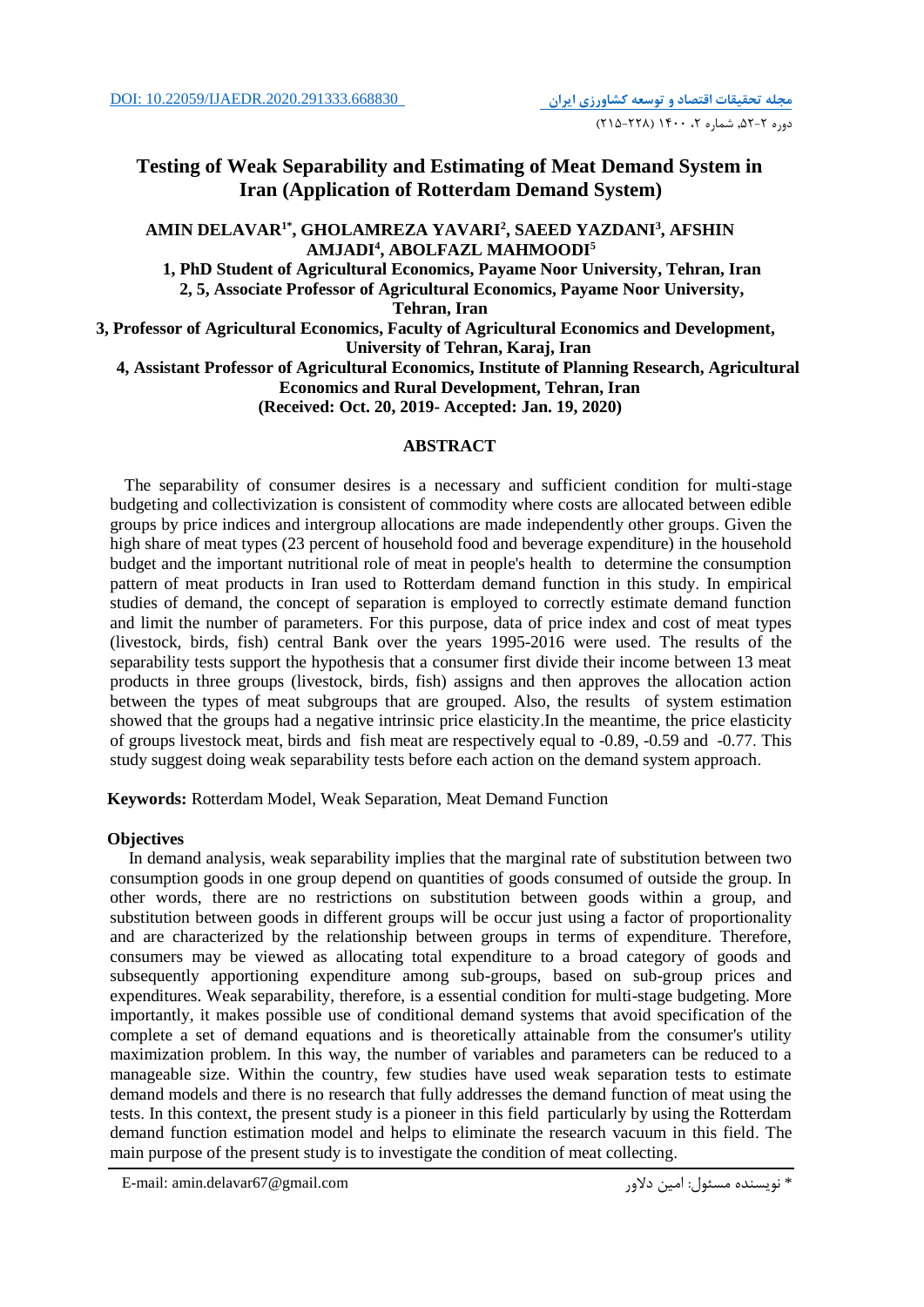DOI: 10.22059/IJAEDR.2020.291333.668830

# Testing of Weak Separability and Estimating of Meat Demand System in Iran (Application of Rotterdam Demand System)

**AMIN DELAVAR[1*], GHOLAMREZA YAVARI[2], SAEED YAZDANI[3], AFSHIN AMJADI[4], ABOLFAZL MAHMOODI[5]**

**1, PhD Student of Agricultural Economics, Payame Noor University, Tehran, Iran**
**2, 5, Associate Professor of Agricultural Economics, Payame Noor University, Tehran, Iran**
**3, Professor of Agricultural Economics, Faculty of Agricultural Economics and Development, University of Tehran, Karaj, Iran**
**4, Assistant Professor of Agricultural Economics, Institute of Planning Research, Agricultural Economics and Rural Development, Tehran, Iran**
**(Received: Oct. 20, 2019- Accepted: Jan. 19, 2020)**

## ABSTRACT

The separability of consumer desires is a necessary and sufficient condition for multi-stage budgeting and collectivization is consistent of commodity where costs are allocated between edible groups by price indices and intergroup allocations are made independently other groups. Given the high share of meat types (23 percent of household food and beverage expenditure) in the household budget and the important nutritional role of meat in people's health to determine the consumption pattern of meat products in Iran used to Rotterdam demand function in this study. In empirical studies of demand, the concept of separation is employed to correctly estimate demand function and limit the number of parameters. For this purpose, data of price index and cost of meat types (livestock, birds, fish) central Bank over the years 1995-2016 were used. The results of the separability tests support the hypothesis that a consumer first divide their income between 13 meat products in three groups (livestock, birds, fish) assigns and then approves the allocation action between the types of meat subgroups that are grouped. Also, the results of system estimation showed that the groups had a negative intrinsic price elasticity.In the meantime, the price elasticity of groups livestock meat, birds and fish meat are respectively equal to -0.89, -0.59 and -0.77. This study suggest doing weak separability tests before each action on the demand system approach.

**Keywords:** Rotterdam Model, Weak Separation, Meat Demand Function

### Objectives

In demand analysis, weak separability implies that the marginal rate of substitution between two consumption goods in one group depend on quantities of goods consumed of outside the group. In other words, there are no restrictions on substitution between goods within a group, and substitution between goods in different groups will be occur just using a factor of proportionality and are characterized by the relationship between groups in terms of expenditure. Therefore, consumers may be viewed as allocating total expenditure to a broad category of goods and subsequently apportioning expenditure among sub-groups, based on sub-group prices and expenditures. Weak separability, therefore, is a essential condition for multi-stage budgeting. More importantly, it makes possible use of conditional demand systems that avoid specification of the complete a set of demand equations and is theoretically attainable from the consumer's utility maximization problem. In this way, the number of variables and parameters can be reduced to a manageable size. Within the country, few studies have used weak separation tests to estimate demand models and there is no research that fully addresses the demand function of meat using the tests. In this context, the present study is a pioneer in this field particularly by using the Rotterdam demand function estimation model and helps to eliminate the research vacuum in this field. The main purpose of the present study is to investigate the condition of meat collecting.

E-mail: amin.delavar67@gmail.com

* نویسنده مسئول: امین دلاور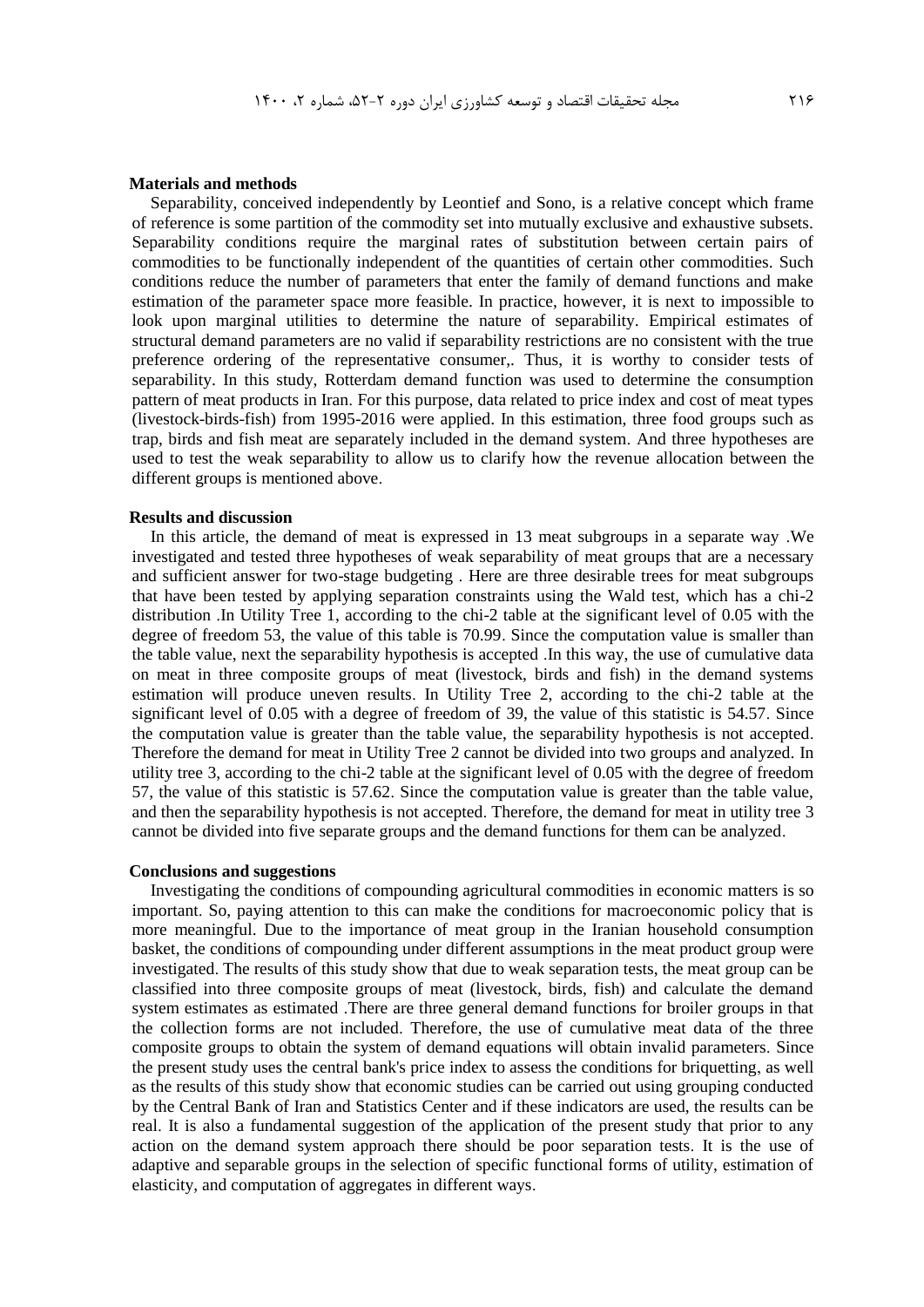**Materials and methods**

Separability, conceived independently by Leontief and Sono, is a relative concept which frame of reference is some partition of the commodity set into mutually exclusive and exhaustive subsets. Separability conditions require the marginal rates of substitution between certain pairs of commodities to be functionally independent of the quantities of certain other commodities. Such conditions reduce the number of parameters that enter the family of demand functions and make estimation of the parameter space more feasible. In practice, however, it is next to impossible to look upon marginal utilities to determine the nature of separability. Empirical estimates of structural demand parameters are no valid if separability restrictions are no consistent with the true preference ordering of the representative consumer,. Thus, it is worthy to consider tests of separability. In this study, Rotterdam demand function was used to determine the consumption pattern of meat products in Iran. For this purpose, data related to price index and cost of meat types (livestock-birds-fish) from 1995-2016 were applied. In this estimation, three food groups such as trap, birds and fish meat are separately included in the demand system. And three hypotheses are used to test the weak separability to allow us to clarify how the revenue allocation between the different groups is mentioned above.

**Results and discussion**

In this article, the demand of meat is expressed in 13 meat subgroups in a separate way .We investigated and tested three hypotheses of weak separability of meat groups that are a necessary and sufficient answer for two-stage budgeting . Here are three desirable trees for meat subgroups that have been tested by applying separation constraints using the Wald test, which has a chi-2 distribution .In Utility Tree 1, according to the chi-2 table at the significant level of 0.05 with the degree of freedom 53, the value of this table is 70.99. Since the computation value is smaller than the table value, next the separability hypothesis is accepted .In this way, the use of cumulative data on meat in three composite groups of meat (livestock, birds and fish) in the demand systems estimation will produce uneven results. In Utility Tree 2, according to the chi-2 table at the significant level of 0.05 with a degree of freedom of 39, the value of this statistic is 54.57. Since the computation value is greater than the table value, the separability hypothesis is not accepted. Therefore the demand for meat in Utility Tree 2 cannot be divided into two groups and analyzed. In utility tree 3, according to the chi-2 table at the significant level of 0.05 with the degree of freedom 57, the value of this statistic is 57.62. Since the computation value is greater than the table value, and then the separability hypothesis is not accepted. Therefore, the demand for meat in utility tree 3 cannot be divided into five separate groups and the demand functions for them can be analyzed.

**Conclusions and suggestions**

Investigating the conditions of compounding agricultural commodities in economic matters is so important. So, paying attention to this can make the conditions for macroeconomic policy that is more meaningful. Due to the importance of meat group in the Iranian household consumption basket, the conditions of compounding under different assumptions in the meat product group were investigated. The results of this study show that due to weak separation tests, the meat group can be classified into three composite groups of meat (livestock, birds, fish) and calculate the demand system estimates as estimated .There are three general demand functions for broiler groups in that the collection forms are not included. Therefore, the use of cumulative meat data of the three composite groups to obtain the system of demand equations will obtain invalid parameters. Since the present study uses the central bank's price index to assess the conditions for briquetting, as well as the results of this study show that economic studies can be carried out using grouping conducted by the Central Bank of Iran and Statistics Center and if these indicators are used, the results can be real. It is also a fundamental suggestion of the application of the present study that prior to any action on the demand system approach there should be poor separation tests. It is the use of adaptive and separable groups in the selection of specific functional forms of utility, estimation of elasticity, and computation of aggregates in different ways.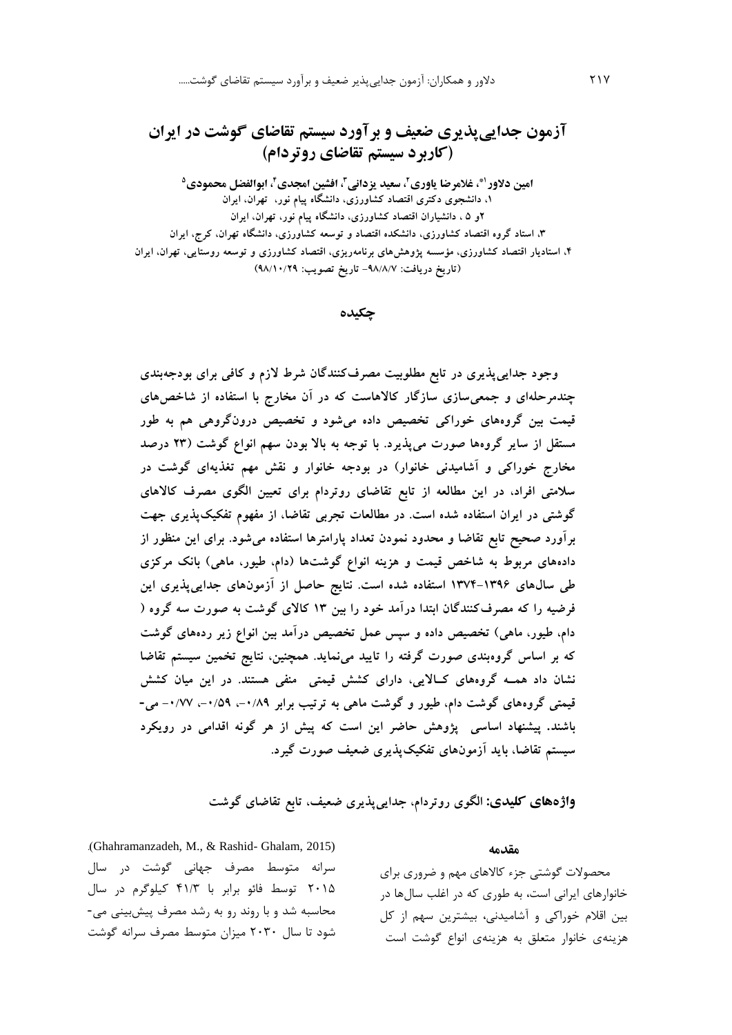# آزمون جدایی‌پذیری ضعیف و برآورد سیستم تقاضای گوشت در ایران (کاربرد سیستم تقاضای روتردام)

**امین دلاور[1*]، غلامرضا یاوری[2]، سعید یزدانی[3]، افشین امجدی[4]، ابوالفضل محمودی[5]**

۱، دانشجوی دکتری اقتصاد کشاورزی، دانشگاه پیام نور، تهران، ایران

۲و ۵ ، دانشیاران اقتصاد کشاورزی، دانشگاه پیام نور، تهران، ایران

۳، استاد گروه اقتصاد کشاورزی، دانشکده اقتصاد و توسعه کشاورزی، دانشگاه تهران، کرج، ایران

۴، استادیار اقتصاد کشاورزی، مؤسسه پژوهش‌های برنامه‌ریزی، اقتصاد کشاورزی و توسعه روستایی، تهران، ایران

(تاریخ دریافت: ۹۸/۸/۷- تاریخ تصویب: ۹۸/۱۰/۲۹)

## چکیده

وجود جدایی‌پذیری در تابع مطلوبیت مصرف‌کنندگان شرط لازم و کافی برای بودجه‌بندی چندمرحله‌ای و جمعی‌سازی سازگار کالاهاست که در آن مخارج با استفاده از شاخص‌های قیمت بین گروه‌های خوراکی تخصیص داده می‌شود و تخصیص درون‌گروهی هم به طور مستقل از سایر گروه‌ها صورت می‌پذیرد. با توجه به بالا بودن سهم انواع گوشت (۲۳ درصد مخارج خوراکی و آشامیدنی خانوار) در بودجه خانوار و نقش مهم تغذیه‌ای گوشت در سلامتی افراد، در این مطالعه از تابع تقاضای روتردام برای تعیین الگوی مصرف کالاهای گوشتی در ایران استفاده شده است. در مطالعات تجربی تقاضا، از مفهوم تفکیک‌پذیری جهت برآورد صحیح تابع تقاضا و محدود نمودن تعداد پارامترها استفاده می‌شود. برای این منظور از داده‌های مربوط به شاخص قیمت و هزینه انواع گوشت‌ها (دام، طیور، ماهی) بانک مرکزی طی سال‌های ۱۳۹۶-۱۳۷۴ استفاده شده است. نتایج حاصل از آزمون‌های جدایی‌پذیری این فرضیه را که مصرف‌کنندگان ابتدا درآمد خود را بین ۱۳ کالای گوشت به صورت سه گروه ( دام، طیور، ماهی) تخصیص داده و سپس عمل تخصیص درآمد بین انواع زیر رده‌های گوشت که بر اساس گروه‌بندی صورت گرفته را تایید می‌نماید. همچنین، نتایج تخمین سیستم تقاضا نشان داد همــه گروه‌های کــالایی، دارای کشش قیمتی منفی هستند. در این میان کشش قیمتی گروه‌های گوشت دام، طیور و گوشت ماهی به ترتیب برابر ۰/۸۹-، ۰/۵۹-، ۰/۷۷- می‌باشند. پیشنهاد اساسی پژوهش حاضر این است که پیش از هر گونه اقدامی در رویکرد سیستم تقاضا، باید آزمون‌های تفکیک‌پذیری ضعیف صورت گیرد.

**واژه‌های کلیدی:** الگوی روتردام، جدایی‌پذیری ضعیف، تابع تقاضای گوشت

## مقدمه

محصولات گوشتی جزء کالاهای مهم و ضروری برای خانوارهای ایرانی است، به طوری که در اغلب سال‌ها در بین اقلام خوراکی و آشامیدنی، بیشترین سهم از کل هزینه‌ی خانوار متعلق به هزینه‌ی انواع گوشت است (Ghahramanzadeh, M., & Rashid- Ghalam, 2015). سرانه متوسط مصرف جهانی گوشت در سال ۲۰۱۵ توسط فائو برابر با ۴۱/۳ کیلوگرم در سال محاسبه شد و با روند رو به رشد مصرف پیش‌بینی می‌شود تا سال ۲۰۳۰ میزان متوسط مصرف سرانه گوشت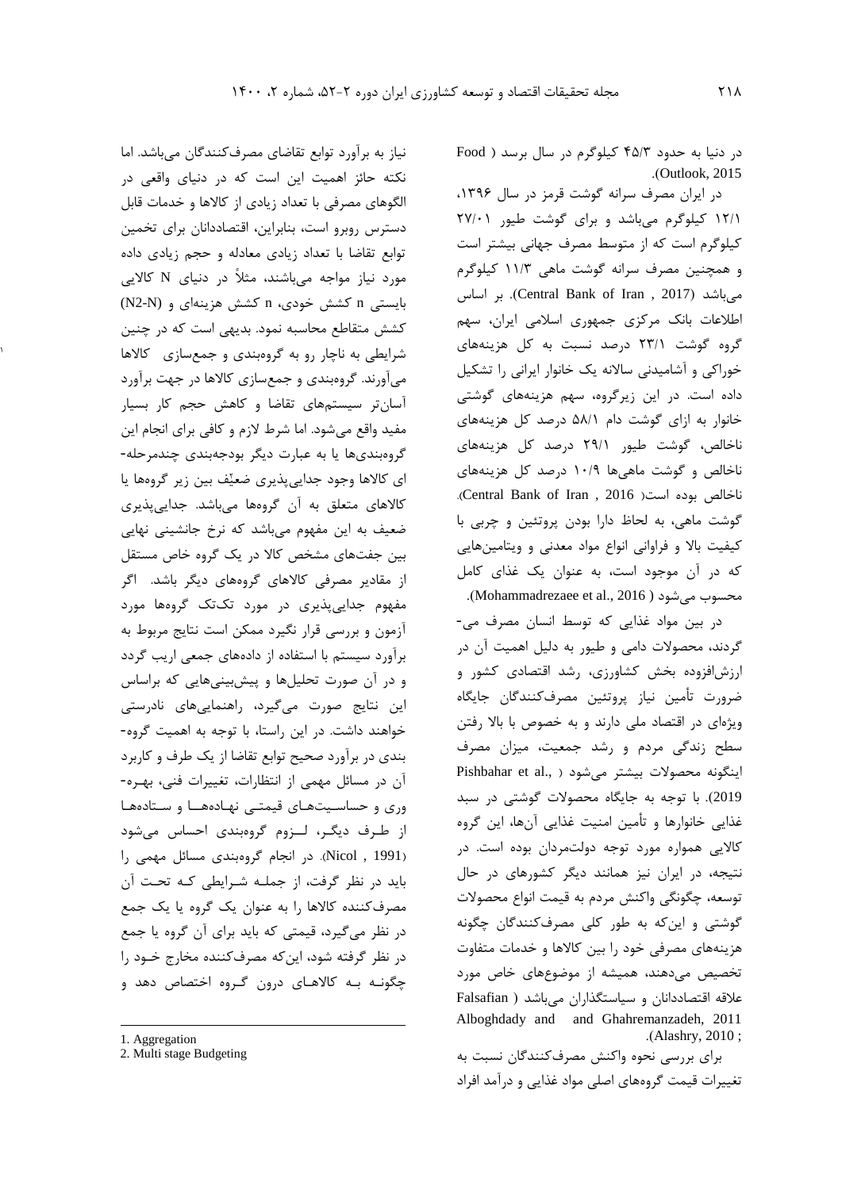در دنیا به حدود ۴۵/۳ کیلوگرم در سال برسد ( Food Outlook, 2015).

در ایران مصرف سرانه گوشت قرمز در سال ۱۳۹۶، ۱۲/۱ کیلوگرم می‌باشد و برای گوشت طیور ۲۷/۰۱ کیلوگرم است که از متوسط مصرف جهانی بیشتر است و همچنین مصرف سرانه گوشت ماهی ۱۱/۳ کیلوگرم می‌باشد (Central Bank of Iran , 2017). بر اساس اطلاعات بانک مرکزی جمهوری اسلامی ایران، سهم گروه گوشت ۲۳/۱ درصد نسبت به کل هزینه‌های خوراکی و آشامیدنی سالانه یک خانوار ایرانی را تشکیل داده است. در این زیرگروه، سهم هزینه‌های گوشتی خانوار به ازای گوشت دام ۵۸/۱ درصد کل هزینه‌های ناخالص، گوشت طیور ۲۹/۱ درصد کل هزینه‌های ناخالص و گوشت ماهی‌ها ۱۰/۹ درصد کل هزینه‌های ناخالص بوده است( Central Bank of Iran , 2016). گوشت ماهی، به لحاظ دارا بودن پروتئین و چربی با کیفیت بالا و فراوانی انواع مواد معدنی و ویتامین‌هایی که در آن موجود است، به عنوان یک غذای کامل محسوب می‌شود ( Mohammadrezaee et al., 2016).

در بین مواد غذایی که توسط انسان مصرف می‌گردند، محصولات دامی و طیور به دلیل اهمیت آن در ارزش‌افزوده بخش کشاورزی، رشد اقتصادی کشور و ضرورت تأمین نیاز پروتئین مصرف‌کنندگان جایگاه ویژه‌ای در اقتصاد ملی دارند و به خصوص با بالا رفتن سطح زندگی مردم و رشد جمعیت، میزان مصرف اینگونه محصولات بیشتر می‌شود ( Pishbahar et al., 2019). با توجه به جایگاه محصولات گوشتی در سبد غذایی خانوارها و تأمین امنیت غذایی آن‌ها، این گروه کالایی همواره مورد توجه دولتمردان بوده است. در نتیجه، در ایران نیز همانند دیگر کشورهای در حال توسعه، چگونگی واکنش مردم به قیمت انواع محصولات گوشتی و اینکه به طور کلی مصرف‌کنندگان چگونه هزینه‌های مصرفی خود را بین کالاها و خدمات متفاوت تخصیص می‌دهند، همیشه از موضوع‌های خاص مورد علاقه اقتصاددانان و سیاستگذاران می‌باشد ( Falsafian Alboghdady and and Ghahremanzadeh, 2011 ; Alashry, 2010).

برای بررسی نحوه واکنش مصرف‌کنندگان نسبت به تغییرات قیمت گروه‌های اصلی مواد غذایی و درآمد افراد نیاز به برآورد توابع تقاضای مصرف‌کنندگان می‌باشد. اما نکته حائز اهمیت این است که در دنیای واقعی در الگوهای مصرفی با تعداد زیادی از کالاها و خدمات قابل دسترس روبرو است، بنابراین، اقتصاددانان برای تخمین توابع تقاضا با تعداد زیادی معادله و حجم زیادی داده مورد نیاز مواجه می‌باشند، مثلاً در دنیای N کالایی بایستی n کشش خودی، n کشش هزینه‌ای و (N2-N) کشش متقاطع محاسبه نمود. بدیهی است که در چنین شرایطی به ناچار رو به گروه‌بندی و جمع‌سازی[1] کالاها می‌آورند. گروه‌بندی و جمع‌سازی کالاها در جهت برآورد آسان‌تر سیستم‌های تقاضا و کاهش حجم کار بسیار مفید واقع می‌شود. اما شرط لازم و کافی برای انجام این گروه‌بندی‌ها یا به عبارت دیگر بودجه‌بندی چندمرحله‌ای[2] کالاها وجود جدایی‌پذیری ضعیّف بین زیر گروه‌ها یا کالاهای متعلق به آن گروه‌ها می‌باشد. جدایی‌پذیری ضعیف به این مفهوم می‌باشد که نرخ جانشینی نهایی بین جفت‌های مشخص کالا در یک گروه خاص مستقل از مقادیر مصرفی کالاهای گروه‌های دیگر باشد. اگر مفهوم جدایی‌پذیری در مورد تک‌تک گروه‌ها مورد آزمون و بررسی قرار نگیرد ممکن است نتایج مربوط به برآورد سیستم با استفاده از داده‌های جمعی اریب گردد و در آن صورت تحلیل‌ها و پیش‌بینی‌هایی که براساس این نتایج صورت می‌گیرد، راهنمایی‌های نادرستی خواهند داشت. در این راستا، با توجه به اهمیت گروه‌بندی در برآورد صحیح توابع تقاضا از یک طرف و کاربرد آن در مسائل مهمی از انتظارات، تغییرات فنی، بهره‌وری و حساسیت‌های قیمتی نهاده‌ها و ستاده‌ها از طرف دیگر، لزوم گروه‌بندی احساس می‌شود (Nicol , 1991). در انجام گروه‌بندی مسائل مهمی را باید در نظر گرفت، از جمله شرایطی که تحت آن مصرف‌کننده کالاها را به عنوان یک گروه یا یک جمع در نظر می‌گیرد، قیمتی که باید برای آن گروه یا جمع در نظر گرفته شود، این‌که مصرف‌کننده مخارج خود را چگونه به کالاهای درون گروه اختصاص دهد و

---

1. Aggregation
2. Multi stage Budgeting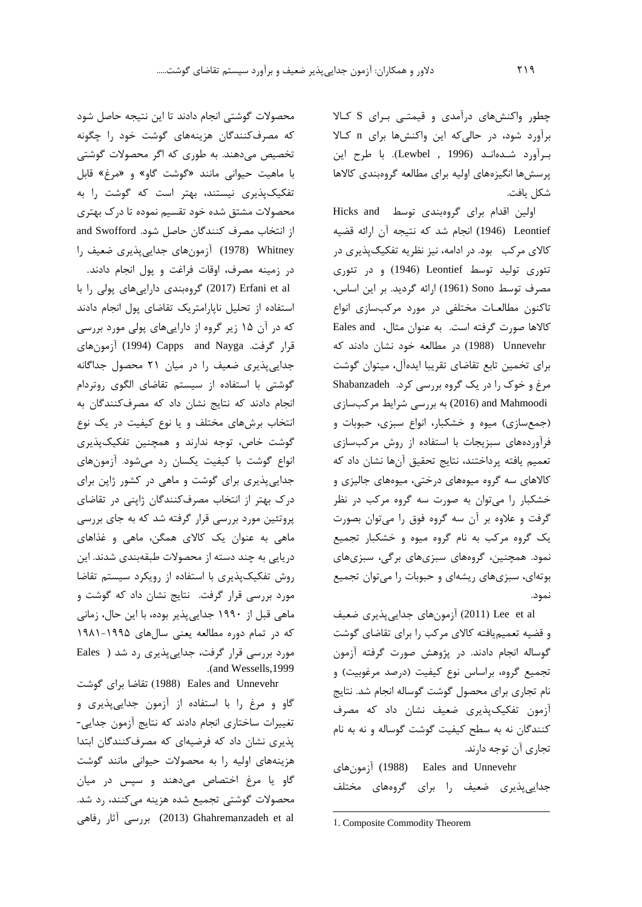چطور واکنش‌های درآمدی و قیمتی برای S کالا برآورد شود، در حالی‌که این واکنش‌ها برای n کالا برآورد شده‌اند (Lewbel , 1996). با طرح این پرسش‌ها انگیزه‌های اولیه برای مطالعه گروه‌بندی کالاها شکل یافت.

اولین اقدام برای گروه‌بندی توسط Hicks and Leontief (1946) انجام شد که نتیجه آن ارائه قضیه کالای مرکب[1] بود. در ادامه، نیز نظریه تفکیک‌پذیری در تئوری تولید توسط Leontief (1946) و در تئوری مصرف توسط Sono (1961) ارائه گردید. بر این اساس، تاکنون مطالعات مختلفی در مورد مرکب‌سازی انواع کالاها صورت گرفته است. به عنوان مثال، Eales and Unnevehr (1988) در مطالعه خود نشان دادند که برای تخمین تابع تقاضای تقریبا ایده‌آل، میتوان گوشت مرغ و خوک را در یک گروه بررسی کرد. Shabanzadeh and Mahmoodi (2016) به بررسی شرایط مرکب‌سازی (جمع‌سازی) میوه و خشکبار، انواع سبزی، حبوبات و فرآورده‌های سبزیجات با استفاده از روش مرکب‌سازی تعمیم یافته پرداختند، نتایج تحقیق آن‌ها نشان داد که کالاهای سه گروه میوه‌های درختی، میوه‌های جالیزی و خشکبار را می‌توان به صورت سه گروه مرکب در نظر گرفت و علاوه بر آن سه گروه فوق را می‌توان بصورت یک گروه مرکب به نام گروه میوه و خشکبار تجمیع نمود. همچنین، گروه‌های سبزی‌های برگی، سبزی‌های بوته‌ای، سبزی‌های ریشه‌ای و حبوبات را می‌توان تجمیع نمود.

Lee et al (2011) آزمون‌های جدایی‌پذیری ضعیف و قضیه تعمیم‌یافته کالای مرکب را برای تقاضای گوشت گوساله انجام دادند. در پژوهش صورت گرفته آزمون تجمیع گروه، براساس نوع کیفیت (درصد مرغوبیت) و نام تجاری برای محصول گوشت گوساله انجام شد. نتایج آزمون تفکیک‌پذیری ضعیف نشان داد که مصرف کنندگان نه به سطح کیفیت گوشت گوساله و نه به نام تجاری آن توجه دارند.

Eales and Unnevehr (1988) آزمون‌های جدایی‌پذیری ضعیف را برای گروه‌های مختلف محصولات گوشتی انجام دادند تا این نتیجه حاصل شود که مصرف‌کنندگان هزینه‌های گوشت خود را چگونه تخصیص می‌دهند. به طوری که اگر محصولات گوشتی با ماهیت حیوانی مانند «گوشت گاو» و «مرغ» قابل تفکیک‌پذیری نیستند، بهتر است که گوشت را به محصولات مشتق شده خود تقسیم نموده تا درک بهتری از انتخاب مصرف کنندگان حاصل شود. Swofford and Whitney (1978) آزمون‌های جدایی‌پذیری ضعیف را در زمینه مصرف، اوقات فراغت و پول انجام دادند. Erfani et al (2017) گروه‌بندی دارایی‌های پولی را با استفاده از تحلیل ناپارامتریک تقاضای پول انجام دادند که در آن ۱۵ زیر گروه از دارایی‌های پولی مورد بررسی قرار گرفت. Capps and Nayga (1994) آزمون‌های جدایی‌پذیری ضعیف را در میان ۲۱ محصول جداگانه گوشتی با استفاده از سیستم تقاضای الگوی روتردام انجام دادند که نتایج نشان داد که مصرف‌کنندگان به انتخاب برش‌های مختلف و یا نوع کیفیت در یک نوع گوشت خاص، توجه ندارند و همچنین تفکیک‌پذیری انواع گوشت با کیفیت یکسان رد می‌شود. آزمون‌های جدایی‌پذیری برای گوشت و ماهی در کشور ژاپن برای درک بهتر از انتخاب مصرف‌کنندگان ژاپنی در تقاضای پروتئین مورد بررسی قرار گرفته شد که به جای بررسی ماهی به عنوان یک کالای همگن، ماهی و غذاهای دریایی به چند دسته از محصولات طبقه‌بندی شدند. این روش تفکیک‌پذیری با استفاده از رویکرد سیستم تقاضا مورد بررسی قرار گرفت. نتایج نشان داد که گوشت و ماهی قبل از ۱۹۹۰ جدایی‌پذیر بوده، با این حال، زمانی که در تمام دوره مطالعه یعنی سال‌های ۱۹۹۵-۱۹۸۱ مورد بررسی قرار گرفت، جدایی‌پذیری رد شد (Eales and Wessells,1999).

Eales and Unnevehr (1988) تقاضا برای گوشت گاو و مرغ را با استفاده از آزمون جدایی‌پذیری و تغییرات ساختاری انجام دادند که نتایج آزمون جدایی‌پذیری نشان داد که فرضیه‌ای که مصرف‌کنندگان ابتدا هزینه‌های اولیه را به محصولات حیوانی مانند گوشت گاو یا مرغ اختصاص می‌دهند و سپس در میان محصولات گوشتی تجمیع شده هزینه می‌کنند، رد شد. Ghahremanzadeh et al (2013) بررسی آثار رفاهی

---

1. Composite Commodity Theorem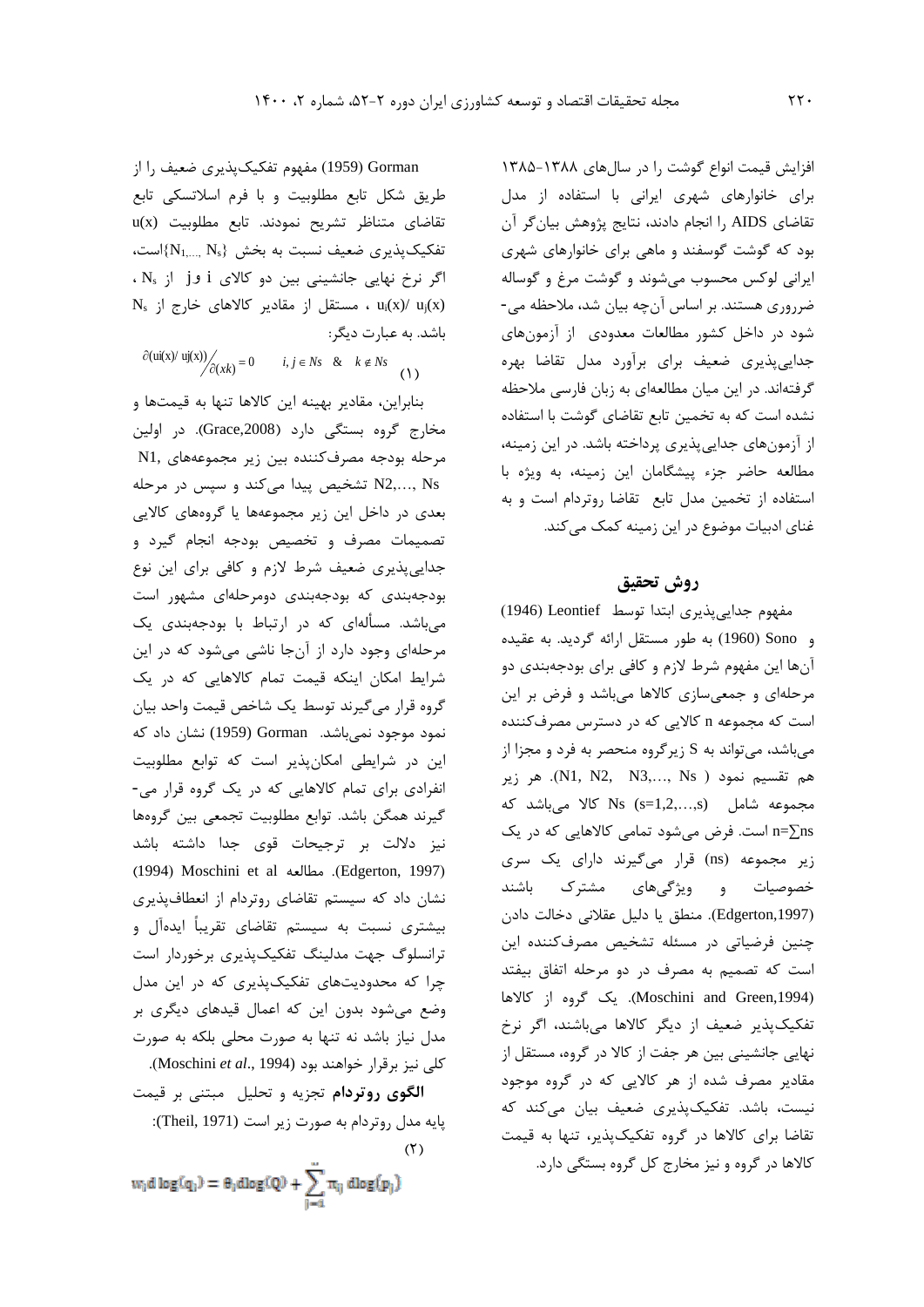افزایش قیمت انواع گوشت را در سال‌های ۱۳۸۸-۱۳۸۵ برای خانوارهای شهری ایرانی با استفاده از مدل تقاضای AIDS را انجام دادند، نتایج پژوهش بیان‌گر آن بود که گوشت گوسفند و ماهی برای خانوارهای شهری ایرانی لوکس محسوب می‌شوند و گوشت مرغ و گوساله ضروری هستند. بر اساس آن‌چه بیان شد، ملاحظه می‌شود در داخل کشور مطالعات معدودی از آزمون‌های جدایی‌پذیری ضعیف برای برآورد مدل تقاضا بهره گرفته‌اند. در این میان مطالعه‌ای به زبان فارسی ملاحظه نشده است که به تخمین تابع تقاضای گوشت با استفاده از آزمون‌های جدایی‌پذیری پرداخته باشد. در این زمینه، مطالعه حاضر جزء پیشگامان این زمینه، به ویژه با استفاده از تخمین مدل تابع تقاضا روتردام است و به غنای ادبیات موضوع در این زمینه کمک می‌کند.

## روش تحقیق

مفهوم جدایی‌پذیری ابتدا توسط Leontief (1946) و Sono (1960) به طور مستقل ارائه گردید. به عقیده آن‌ها این مفهوم شرط لازم و کافی برای بودجه‌بندی دو مرحله‌ای و جمعی‌سازی کالاها می‌باشد و فرض بر این است که مجموعه n کالایی که در دسترس مصرف‌کننده می‌باشد، می‌تواند به S زیرگروه منحصر به فرد و مجزا از هم تقسیم نمود ( N1, N2, N3,…, Ns). هر زیر مجموعه شامل Ns (s=1,2,…,s) کالا می‌باشد که $n=\sum ns$ است. فرض می‌شود تمامی کالاهایی که در یک زیر مجموعه (ns) قرار می‌گیرند دارای یک سری خصوصیات و ویژگی‌های مشترک باشند (Edgerton,1997). منطق یا دلیل عقلانی دخالت دادن چنین فرضیاتی در مسئله تشخیص مصرف‌کننده این است که تصمیم به مصرف در دو مرحله اتفاق بیفتد (Moschini and Green,1994). یک گروه از کالاها تفکیک‌پذیر ضعیف از دیگر کالاها می‌باشند، اگر نرخ نهایی جانشینی بین هر جفت از کالا در گروه، مستقل از مقادیر مصرف شده از هر کالایی که در گروه موجود نیست، باشد. تفکیک‌پذیری ضعیف بیان می‌کند که تقاضا برای کالاها در گروه تفکیک‌پذیر، تنها به قیمت کالاها در گروه و نیز مخارج کل گروه بستگی دارد.

Gorman (1959) مفهوم تفکیک‌پذیری ضعیف را از طریق شکل تابع مطلوبیت و با فرم اسلاتسکی تابع تقاضای متناظر تشریح نمودند. تابع مطلوبیت u(x) تفکیک‌پذیری ضعیف نسبت به بخش $\{N_1,\ldots,N_s\}$است، اگر نرخ نهایی جانشینی بین دو کالای i و j از $N_s$ ، $u_i(x)/u_j(x)$ ، مستقل از مقادیر کالاهای خارج از $N_s$ باشد. به عبارت دیگر:

$$\frac{\partial(u_i(x)/u_j(x))}{\partial(x_k)} = 0 \qquad i, j \in Ns \quad \& \quad k \notin Ns \tag{1}$$

بنابراین، مقادیر بهینه این کالاها تنها به قیمت‌ها و مخارج گروه بستگی دارد (Grace,2008). در اولین مرحله بودجه مصرف‌کننده بین زیر مجموعه‌های N1, N2,…, Ns تشخیص پیدا می‌کند و سپس در مرحله بعدی در داخل این زیر مجموعه‌ها یا گروه‌های کالایی تصمیمات مصرف و تخصیص بودجه انجام گیرد و جدایی‌پذیری ضعیف شرط لازم و کافی برای این نوع بودجه‌بندی که بودجه‌بندی دومرحله‌ای مشهور است می‌باشد. مسأله‌ای که در ارتباط با بودجه‌بندی یک مرحله‌ای وجود دارد از آن‌جا ناشی می‌شود که در این شرایط امکان اینکه قیمت تمام کالاهایی که در یک گروه قرار می‌گیرند توسط یک شاخص قیمت واحد بیان نمود موجود نمی‌باشد. Gorman (1959) نشان داد که این در شرایطی امکان‌پذیر است که توابع مطلوبیت انفرادی برای تمام کالاهایی که در یک گروه قرار می‌گیرند همگن باشد. توابع مطلوبیت تجمعی بین گروه‌ها نیز دلالت بر ترجیحات قوی جدا داشته باشد (Edgerton, 1997). مطالعه Moschini et al (1994) نشان داد که سیستم تقاضای روتردام از انعطاف‌پذیری بیشتری نسبت به سیستم تقاضای تقریباً ایده‌آل و ترانسلوگ جهت مدلینگ تفکیک‌پذیری برخوردار است چرا که محدودیت‌های تفکیک‌پذیری که در این مدل وضع می‌شود بدون این که اعمال قیدهای دیگری بر مدل نیاز باشد نه تنها به صورت محلی بلکه به صورت کلی نیز برقرار خواهند بود (Moschini *et al*., 1994).

**الگوی روتردام** تجزیه و تحلیل مبتنی بر قیمت پایه مدل روتردام به صورت زیر است (Theil, 1971):

$$w_i d\log(q_i) = \theta_i d\log(Q) + \sum_{j=1}^{n} \pi_{ij} \, d\log(p_j) \tag{2}$$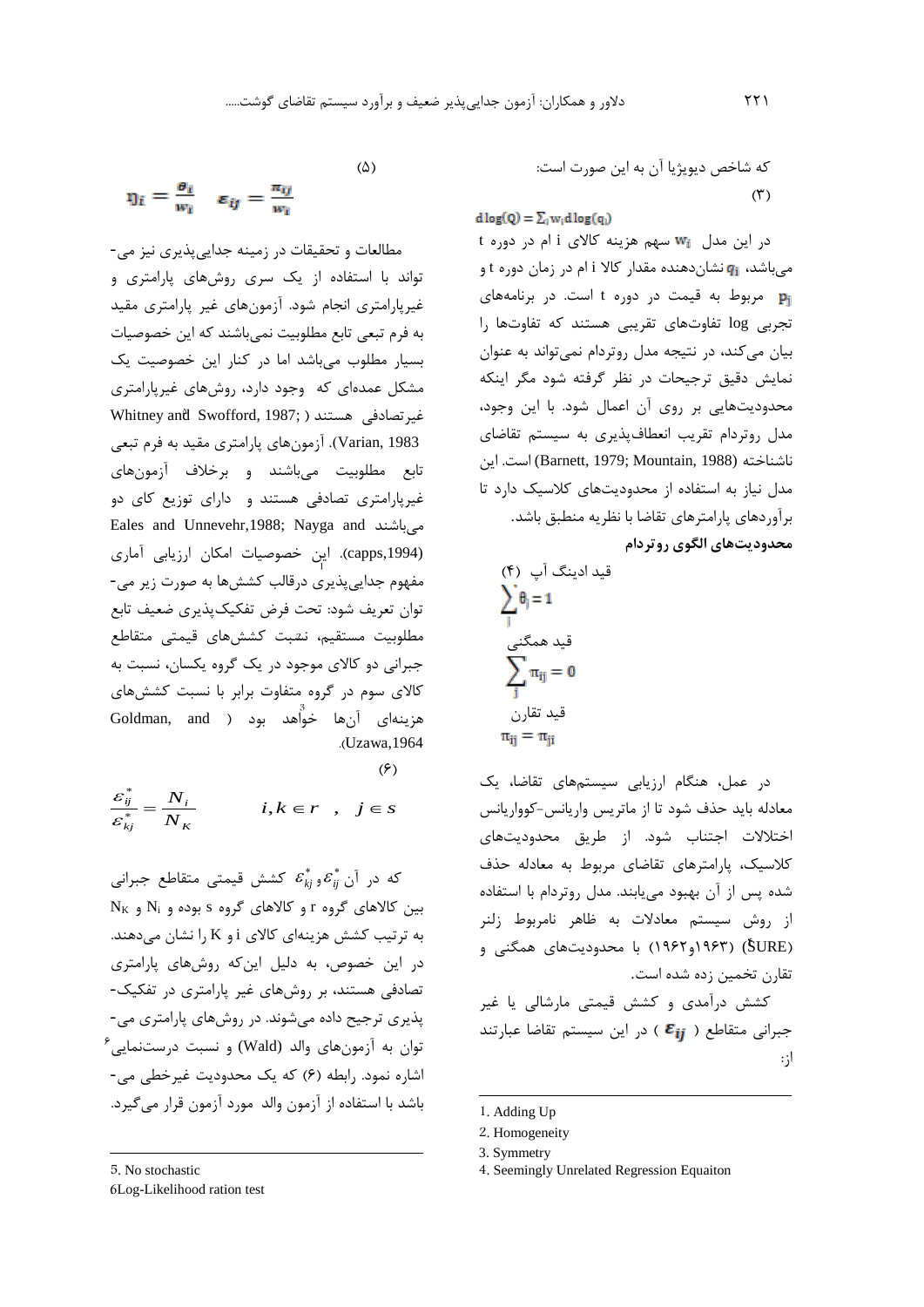که شاخص دیویژیا آن به این صورت است:

(۳)

$$d\log(Q) = \sum_i w_i d\log(q_i)$$

در این مدل $w_i$ سهم هزینه کالای i ام در دوره t می‌باشد، $q_i$ نشان‌دهنده مقدار کالا i ام در زمان دوره t و $p_j$ مربوط به قیمت در دوره t است. در برنامه‌های تجربی log تفاوت‌های تقریبی هستند که تفاوت‌ها را بیان می‌کند، در نتیجه مدل روتردام نمی‌تواند به عنوان نمایش دقیق ترجیحات در نظر گرفته شود مگر اینکه محدودیت‌هایی بر روی آن اعمال شود. با این وجود، مدل روتردام تقریب انعطاف‌پذیری به سیستم تقاضای ناشناخته (Barnett, 1979; Mountain, 1988) است. این مدل نیاز به استفاده از محدودیت‌های کلاسیک دارد تا برآوردهای پارامترهای تقاضا با نظریه منطبق باشد.

**محدودیت‌های الگوی روتردام**

قید ادینگ آپ[1] (۴)

$$\sum_j \theta_j = 1$$

قید همگنی[2]

$$\sum_j \pi_{ij} = 0$$

قید تقارن[3]

$$\pi_{ij} = \pi_{ji}$$

در عمل، هنگام ارزیابی سیستم‌های تقاضا، یک معادله باید حذف شود تا از ماتریس واریانس-کوواریانس اختلالات اجتناب شود. از طریق محدودیت‌های کلاسیک، پارامترهای تقاضای مربوط به معادله حذف شده پس از آن بهبود می‌یابند. مدل روتردام با استفاده از روش سیستم معادلات به ظاهر نامربوط زلنر (SURE)[4] (۱۹۶۳و۱۹۶۲) با محدودیت‌های همگنی و تقارن تخمین زده شده است.

کشش درآمدی و کشش قیمتی مارشالی یا غیر جبرانی متقاطع ($\varepsilon_{ij}$) در این سیستم تقاضا عبارتند از:

(۵)

$$\eta_i = \frac{\theta_i}{w_i} \quad \varepsilon_{ij} = \frac{\pi_{ij}}{w_i}$$

مطالعات و تحقیقات در زمینه جدایی‌پذیری نیز می‌تواند با استفاده از یک سری روش‌های پارامتری و غیرپارامتری انجام شود. آزمون‌های غیر پارامتری مقید به فرم تبعی تابع مطلوبیت نمی‌باشند که این خصوصیات بسیار مطلوب می‌باشد اما در کنار این خصوصیت یک مشکل عمده‌ای که وجود دارد، روش‌های غیرپارامتری غیرتصادفی[5] هستند (Whitney and Swofford, 1987; Varian, 1983). آزمون‌های پارامتری مقید به فرم تبعی تابع مطلوبیت می‌باشند و برخلاف آزمون‌های غیرپارامتری تصادفی هستند و دارای توزیع کای دو می‌باشند (Eales and Unnevehr,1988; Nayga and capps,1994). این خصوصیات امکان ارزیابی آماری مفهوم جدایی‌پذیری درقالب کشش‌ها به صورت زیر می‌توان تعریف شود: تحت فرض تفکیک‌پذیری ضعیف تابع مطلوبیت مستقیم، نسبت کشش‌های قیمتی متقاطع جبرانی دو کالای موجود در یک گروه یکسان، نسبت به کالای سوم در گروه متفاوت برابر با نسبت کشش‌های هزینه‌ای آن‌ها خواهد بود (Goldman, and Uzawa,1964).

(۶)

$$\frac{\varepsilon_{ij}^*}{\varepsilon_{kj}^*} = \frac{N_i}{N_K} \qquad i,k \in r \quad , \quad j \in s$$

که در آن $\varepsilon_{ij}^*$ و $\varepsilon_{kj}^*$ کشش قیمتی متقاطع جبرانی بین کالاهای گروه r و کالاهای گروه s بوده و $N_i$ و $N_K$ به ترتیب کشش هزینه‌ای کالای i و K را نشان می‌دهند. در این خصوص، به دلیل این‌که روش‌های پارامتری تصادفی هستند، بر روش‌های غیر پارامتری در تفکیک‌پذیری ترجیح داده می‌شوند. در روش‌های پارامتری می‌توان به آزمون‌های والد (Wald) و نسبت درستنمایی[6] اشاره نمود. رابطه (۶) که یک محدودیت غیرخطی می‌باشد با استفاده از آزمون والد مورد آزمون قرار می‌گیرد.

---

1. Adding Up
2. Homogeneity
3. Symmetry
4. Seemingly Unrelated Regression Equaiton
5. No stochastic
6. Log-Likelihood ration test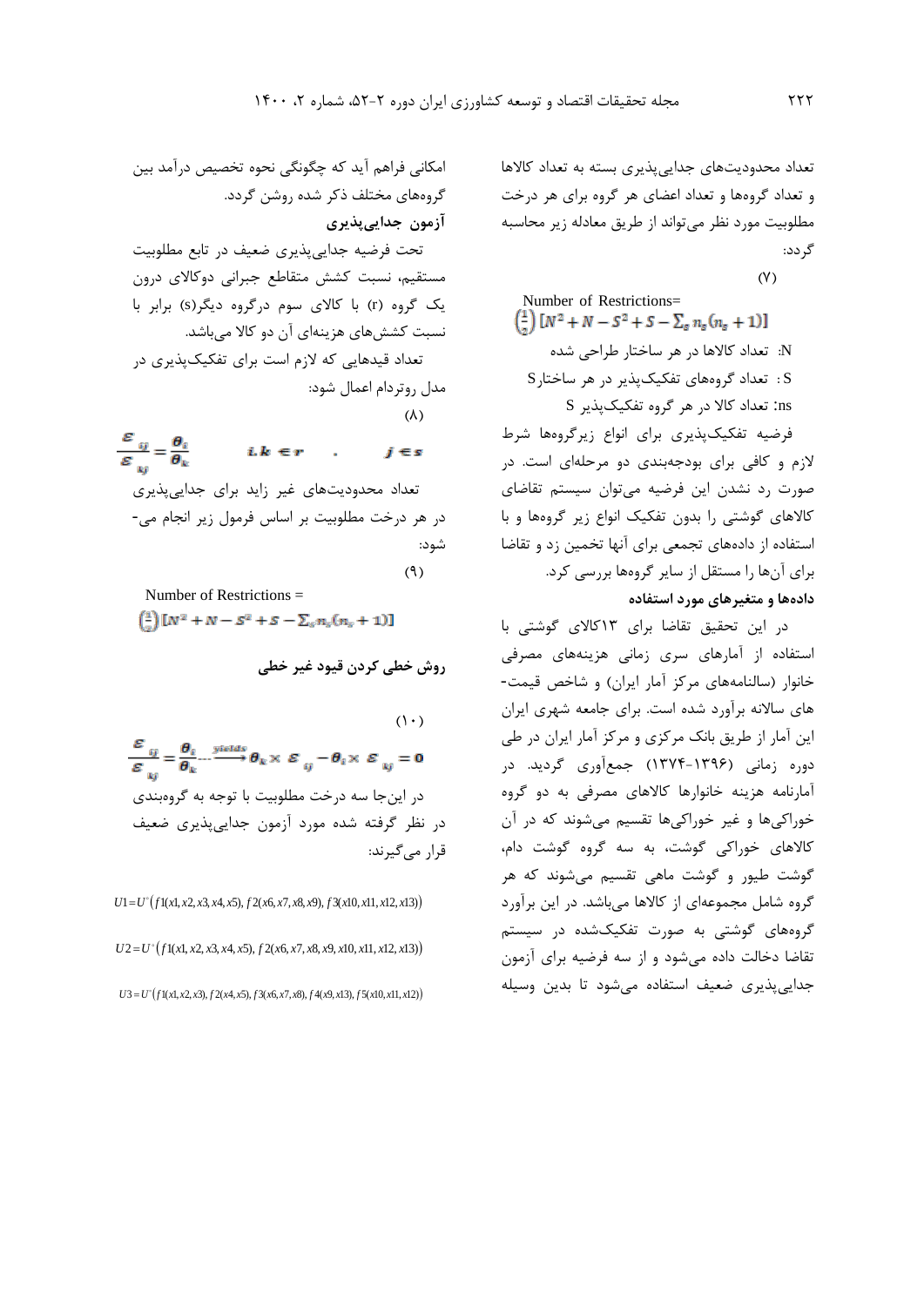تعداد محدودیت‌های جدایی‌پذیری بسته به تعداد کالاها و تعداد گروه‌ها و تعداد اعضای هر گروه برای هر درخت مطلوبیت مورد نظر می‌تواند از طریق معادله زیر محاسبه گردد:

(۷)

$$\text{Number of Restrictions} = \left(\frac{1}{2}\right)\left[N^2 + N - S^2 + S - \sum_s n_s(n_s+1)\right]$$

N: تعداد کالاها در هر ساختار طراحی شده

S: تعداد گروه‌های تفکیک‌پذیر در هر ساختار S

ns: تعداد کالا در هر گروه تفکیک‌پذیر S

فرضیه تفکیک‌پذیری برای انواع زیرگروه‌ها شرط لازم و کافی برای بودجه‌بندی دو مرحله‌ای است. در صورت رد نشدن این فرضیه می‌توان سیستم تقاضای کالاهای گوشتی را بدون تفکیک انواع زیر گروه‌ها و با استفاده از داده‌های تجمعی برای آنها تخمین زد و تقاضا برای آن‌ها را مستقل از سایر گروه‌ها بررسی کرد.

**داده‌ها و متغیرهای مورد استفاده**

در این تحقیق تقاضا برای ۱۳کالای گوشتی با استفاده از آمارهای سری زمانی هزینه‌های مصرفی خانوار (سالنامه‌های مرکز آمار ایران) و شاخص قیمت‌های سالانه برآورد شده است. برای جامعه شهری ایران این آمار از طریق بانک مرکزی و مرکز آمار ایران در طی دوره زمانی (۱۳۹۶-۱۳۷۴) جمع‌آوری گردید. در آمارنامه هزینه خانوارها کالاهای مصرفی به دو گروه خوراکی‌ها و غیر خوراکی‌ها تقسیم می‌شوند که در آن کالاهای خوراکی گوشت، به سه گروه گوشت دام، گوشت طیور و گوشت ماهی تقسیم می‌شوند که هر گروه شامل مجموعه‌ای از کالاها می‌باشد. در این برآورد گروه‌های گوشتی به صورت تفکیک‌شده در سیستم تقاضا دخالت داده می‌شود و از سه فرضیه برای آزمون جدایی‌پذیری ضعیف استفاده می‌شود تا بدین وسیله امکانی فراهم آید که چگونگی نحوه تخصیص درآمد بین گروه‌های مختلف ذکر شده روشن گردد.

**آزمون جدایی‌پذیری**

تحت فرضیه جدایی‌پذیری ضعیف در تابع مطلوبیت مستقیم، نسبت کشش متقاطع جبرانی دوکالای درون یک گروه (r) با کالای سوم درگروه دیگر(s) برابر با نسبت کشش‌های هزینه‌ای آن دو کالا می‌باشد.

تعداد قیدهایی که لازم است برای تفکیک‌پذیری در مدل روتردام اعمال شود:

(۸)

$$\frac{\varepsilon_{ij}}{\varepsilon_{kj}} = \frac{\theta_i}{\theta_k} \qquad i,k \in r \quad , \quad j \in s$$

تعداد محدودیت‌های غیر زاید برای جدایی‌پذیری در هر درخت مطلوبیت بر اساس فرمول زیر انجام می‌شود:

(۹)

$$\text{Number of Restrictions} = \left(\frac{1}{2}\right)\left[N^2 + N - S^2 + S - \sum_s n_s(n_s+1)\right]$$

**روش خطی کردن قیود غیر خطی**

(۱۰)

$$\frac{\varepsilon_{ij}}{\varepsilon_{kj}} = \frac{\theta_i}{\theta_k} \xrightarrow{\text{yields}} \theta_k \times \varepsilon_{ij} - \theta_i \times \varepsilon_{kj} = 0$$

در این‌جا سه درخت مطلوبیت با توجه به گروه‌بندی در نظر گرفته شده مورد آزمون جدایی‌پذیری ضعیف قرار می‌گیرند:

$$U1 = U^{*}\big(f1(x1, x2, x3, x4, x5),\, f2(x6, x7, x8, x9),\, f3(x10, x11, x12, x13)\big)$$

$$U2 = U^{*}\big(f1(x1, x2, x3, x4, x5),\, f2(x6, x7, x8, x9, x10, x11, x12, x13)\big)$$

$$U3 = U^{*}\big(f1(x1, x2, x3),\, f2(x4, x5),\, f3(x6, x7, x8),\, f4(x9, x13),\, f5(x10, x11, x12)\big)$$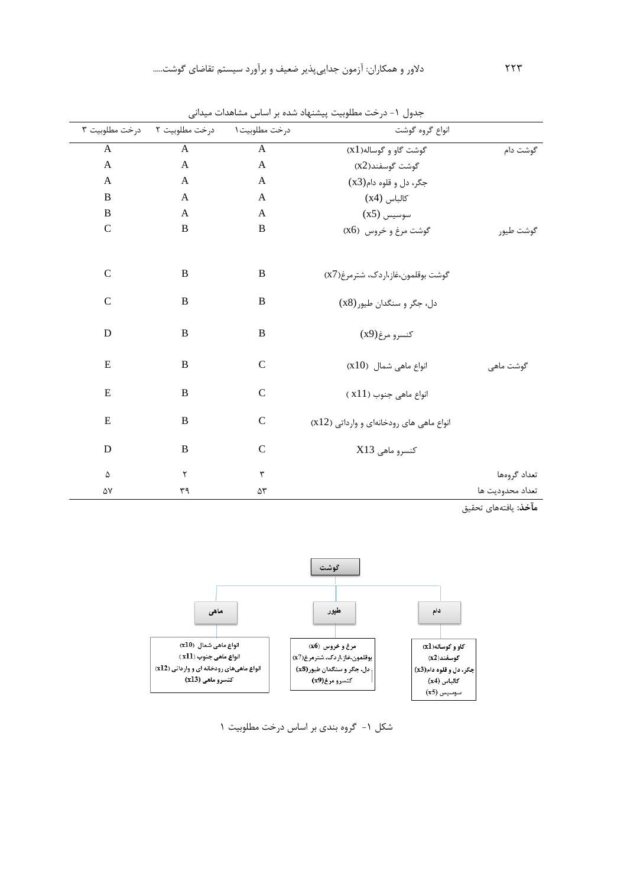جدول ۱- درخت مطلوبیت پیشنهاد شده بر اساس مشاهدات میدانی

| | انواع گروه گوشت | درخت مطلوبیت۱ | درخت مطلوبیت ۲ | درخت مطلوبیت ۳ |
|---|---|---|---|---|
| گوشت دام | گوشت گاو و گوساله(x1) | A | A | A |
| | گوشت گوسفند(x2) | A | A | A |
| | جگر، دل و قلوه دام(x3) | A | A | A |
| | کالباس (x4) | A | A | B |
| | سوسیس (x5) | A | A | B |
| گوشت طیور | گوشت مرغ و خروس (x6) | B | B | C |
| | گوشت بوقلمون،غاز،اردک، شترمرغ(x7) | B | B | C |
| | دل، جگر و سنگدان طیور(x8) | B | B | C |
| | کنسرو مرغ(x9) | B | B | D |
| گوشت ماهی | انواع ماهی شمال (x10) | C | B | E |
| | انواع ماهی جنوب (x11) | C | B | E |
| | انواع ماهی های رودخانه‌ای و وارداتی (x12) | C | B | E |
| | کنسرو ماهی X13 | C | B | D |
| تعداد گروه‌ها | | ۳ | ۲ | ۵ |
| تعداد محدودیت ها | | ۵۳ | ۳۹ | ۵۷ |

**مآخذ:** یافته‌های تحقیق

گوشت

- دام: گاو و گوساله(x1)، گوسفند(x2)، جگر، دل و قلوه دام(x3)، کالباس (x4)، سوسیس (x5)
- طیور: مرغ و خروس (x6)، بوقلمون،غاز،اردک، شترمرغ(x7)، دل، جگر و سنگدان طیور(x8)، کنسرو مرغ(x9)
- ماهی: انواع ماهی شمال (x10)، انواع ماهی جنوب (x11)، انواع ماهی‌های رودخانه ای و وارداتی (x12)، کنسرو ماهی (x13)

شکل ۱- گروه بندی بر اساس درخت مطلوبیت ۱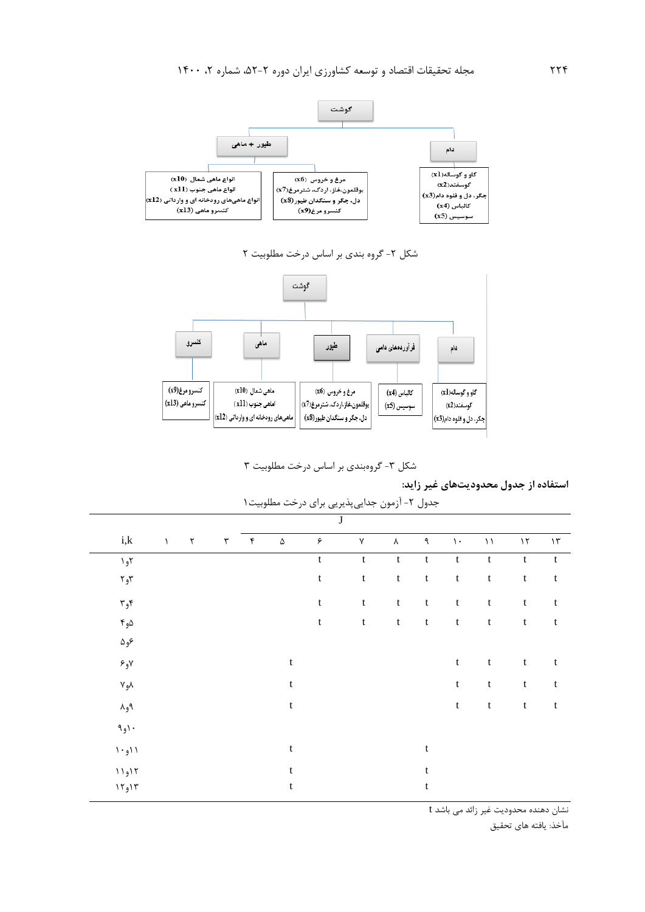- گوشت
  - دام
    - گاو و گوساله(x1)
    - گوسفند(x2)
    - جگر، دل و قلوه دام(x3)
    - کالباس (x4)
    - سوسیس (x5)
  - طیور + ماهی
    - مرغ و خروس (x6)
    - بوقلمون،غاز، اردک، شترمرغ(x7)
    - دل، جگر و سنگدان طیور(x8)
    - کنسرو مرغ(x9)
    - انواع ماهی شمال (x10)
    - انواع ماهی جنوب (x11)
    - انواع ماهی‌های رودخانه ای و وارداتی (x12)
    - کنسرو ماهی (x13)

شکل ۲- گروه بندی بر اساس درخت مطلوبیت ۲

- گوشت
  - دام
    - گاو و گوساله(x1)
    - گوسفند(x2)
    - جگر، دل و قلوه دام(x3)
  - فرآورده‌های دامی
    - کالباس (x4)
    - سوسیس (x5)
  - طیور
    - مرغ و خروس (x6)
    - بوقلمون،غاز،اردک، شترمرغ(x7)
    - دل، جگر و سنگدان طیور(x8)
  - ماهی
    - ماهی شمال (x10)
    - ماهی جنوب (x11)
    - ماهی‌های رودخانه ای و وارداتی (x12)
  - کنسرو
    - کنسرو مرغ(x9)
    - کنسرو ماهی (x13)

شکل ۳- گروه‌بندی بر اساس درخت مطلوبیت ۳

**استفاده از جدول محدودیت‌های غیر زاید:**

جدول ۲- آزمون جدایی‌پذیری برای درخت مطلوبیت۱

| | J | | | | | | | | | | | | |
|---|---|---|---|---|---|---|---|---|---|---|---|---|---|
| i,k | ۱ | ۲ | ۳ | ۴ | ۵ | ۶ | ۷ | ۸ | ۹ | ۱۰ | ۱۱ | ۱۲ | ۱۳ |
| ۱و۲ | | | | | | t | t | t | t | t | t | t | t |
| ۲و۳ | | | | | | t | t | t | t | t | t | t | t |
| ۳و۴ | | | | | | t | t | t | t | t | t | t | t |
| ۴و۵ | | | | | | t | t | t | t | t | t | t | t |
| ۵و۶ | | | | | | | | | | | | | |
| ۶و۷ | | | | | t | | | | | t | t | t | t |
| ۷و۸ | | | | | t | | | | | t | t | t | t |
| ۸و۹ | | | | | t | | | | | t | t | t | t |
| ۹و۱۰ | | | | | | | | | | | | | |
| ۱۰و۱۱ | | | | | t | | | | t | | | | |
| ۱۱و۱۲ | | | | | t | | | | t | | | | |
| ۱۲و۱۳ | | | | | t | | | | t | | | | |

t نشان دهنده محدودیت غیر زائد می باشد

مآخذ: یافته های تحقیق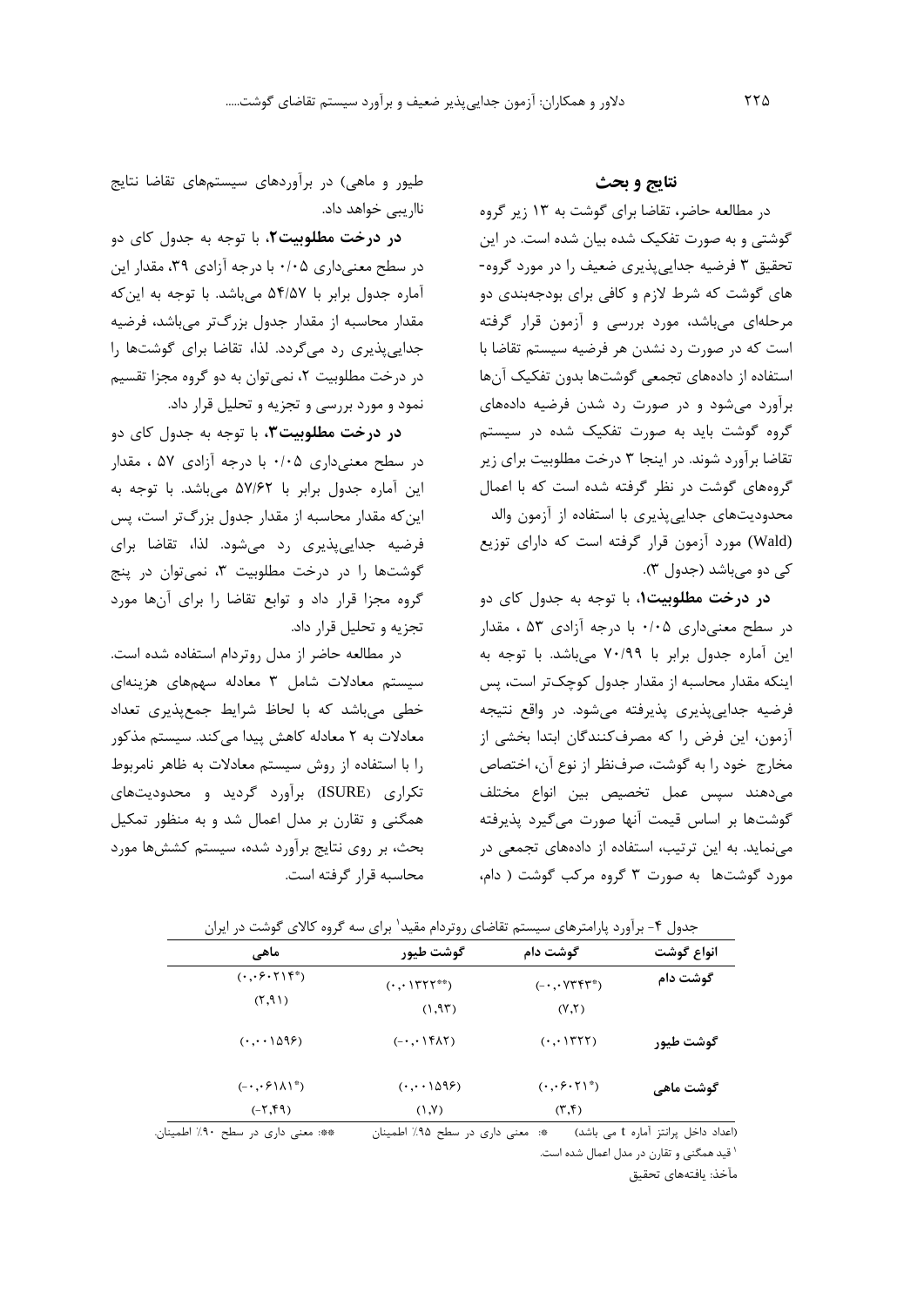## نتایج و بحث

در مطالعه حاضر، تقاضا برای گوشت به ۱۳ زیر گروه گوشتی و به صورت تفکیک شده بیان شده است. در این تحقیق ۳ فرضیه جدایی‌پذیری ضعیف را در مورد گروه-های گوشت که شرط لازم و کافی برای بودجه‌بندی دو مرحله‌ای می‌باشد، مورد بررسی و آزمون قرار گرفته است که در صورت رد نشدن هر فرضیه سیستم تقاضا با استفاده از داده‌های تجمعی گوشت‌ها بدون تفکیک آن‌ها برآورد می‌شود و در صورت رد شدن فرضیه داده‌های گروه گوشت باید به صورت تفکیک شده در سیستم تقاضا برآورد شوند. در اینجا ۳ درخت مطلوبیت برای زیر گروه‌های گوشت در نظر گرفته شده است که با اعمال محدودیت‌های جدایی‌پذیری با استفاده از آزمون والد (Wald) مورد آزمون قرار گرفته است که دارای توزیع کی دو می‌باشد (جدول ۳).

**در درخت مطلوبیت۱،** با توجه به جدول کای دو در سطح معنی‌داری ۰/۰۵ با درجه آزادی ۵۳ ، مقدار این آماره جدول برابر با ۷۰/۹۹ می‌باشد. با توجه به اینکه مقدار محاسبه از مقدار جدول کوچک‌تر است، پس فرضیه جدایی‌پذیری پذیرفته می‌شود. در واقع نتیجه آزمون، این فرض را که مصرف‌کنندگان ابتدا بخشی از مخارج خود را به گوشت، صرف‌نظر از نوع آن، اختصاص می‌دهند سپس عمل تخصیص بین انواع مختلف گوشت‌ها بر اساس قیمت آنها صورت می‌گیرد پذیرفته می‌نماید. به این ترتیب، استفاده از داده‌های تجمعی در مورد گوشت‌ها به صورت ۳ گروه مرکب گوشت ( دام، طیور و ماهی) در برآوردهای سیستم‌های تقاضا نتایج نااریبی خواهد داد.

**در درخت مطلوبیت۲،** با توجه به جدول کای دو در سطح معنی‌داری ۰/۰۵ با درجه آزادی ۳۹، مقدار این آماره جدول برابر با ۵۴/۵۷ می‌باشد. با توجه به این‌که مقدار محاسبه از مقدار جدول بزرگ‌تر می‌باشد، فرضیه جدایی‌پذیری رد می‌گردد. لذا، تقاضا برای گوشت‌ها را در درخت مطلوبیت ۲، نمی‌توان به دو گروه مجزا تقسیم نمود و مورد بررسی و تجزیه و تحلیل قرار داد.

**در درخت مطلوبیت۳،** با توجه به جدول کای دو در سطح معنی‌داری ۰/۰۵ با درجه آزادی ۵۷ ، مقدار این آماره جدول برابر با ۵۷/۶۲ می‌باشد. با توجه به این‌که مقدار محاسبه از مقدار جدول بزرگ‌تر است، پس فرضیه جدایی‌پذیری رد می‌شود. لذا، تقاضا برای گوشت‌ها را در درخت مطلوبیت ۳، نمی‌توان در پنج گروه مجزا قرار داد و توابع تقاضا را برای آن‌ها مورد تجزیه و تحلیل قرار داد.

در مطالعه حاضر از مدل روتردام استفاده شده است. سیستم معادلات شامل ۳ معادله سهم‌های هزینه‌ای خطی می‌باشد که با لحاظ شرایط جمع‌پذیری تعداد معادلات به ۲ معادله کاهش پیدا می‌کند. سیستم مذکور را با استفاده از روش سیستم معادلات به ظاهر نامربوط تکراری (ISURE) برآورد گردید و محدودیت‌های همگنی و تقارن بر مدل اعمال شد و به منظور تکمیل بحث، بر روی نتایج برآورد شده، سیستم کشش‌ها مورد محاسبه قرار گرفته است.

جدول ۴- برآورد پارامترهای سیستم تقاضای روتردام مقید[1] برای سه گروه کالای گوشت در ایران

| انواع گوشت | گوشت دام | گوشت طیور | ماهی |
|---|---|---|---|
| **گوشت دام** | (-۰.۰۷۳۴۳*) (۷.۲) | (۰.۰۱۳۲۲**) (۱.۹۳) | (۰.۰۶۰۲۱۴*) (۲.۹۱) |
| **گوشت طیور** | (۰.۰۱۳۲۲) | (-۰.۰۱۴۸۲) | (۰.۰۰۱۵۹۶) |
| **گوشت ماهی** | (۰.۰۶۰۲۱*) (۳.۴) | (۰.۰۰۱۵۹۶) (۱.۷) | (-۰.۰۶۱۸۱*) (-۲.۴۹) |

(اعداد داخل پرانتز آماره t می باشد) *: معنی داری در سطح ۹۵٪ اطمینان **: معنی داری در سطح ۹۰٪ اطمینان.

[1] قید همگنی و تقارن در مدل اعمال شده است.

مأخذ: یافته‌های تحقیق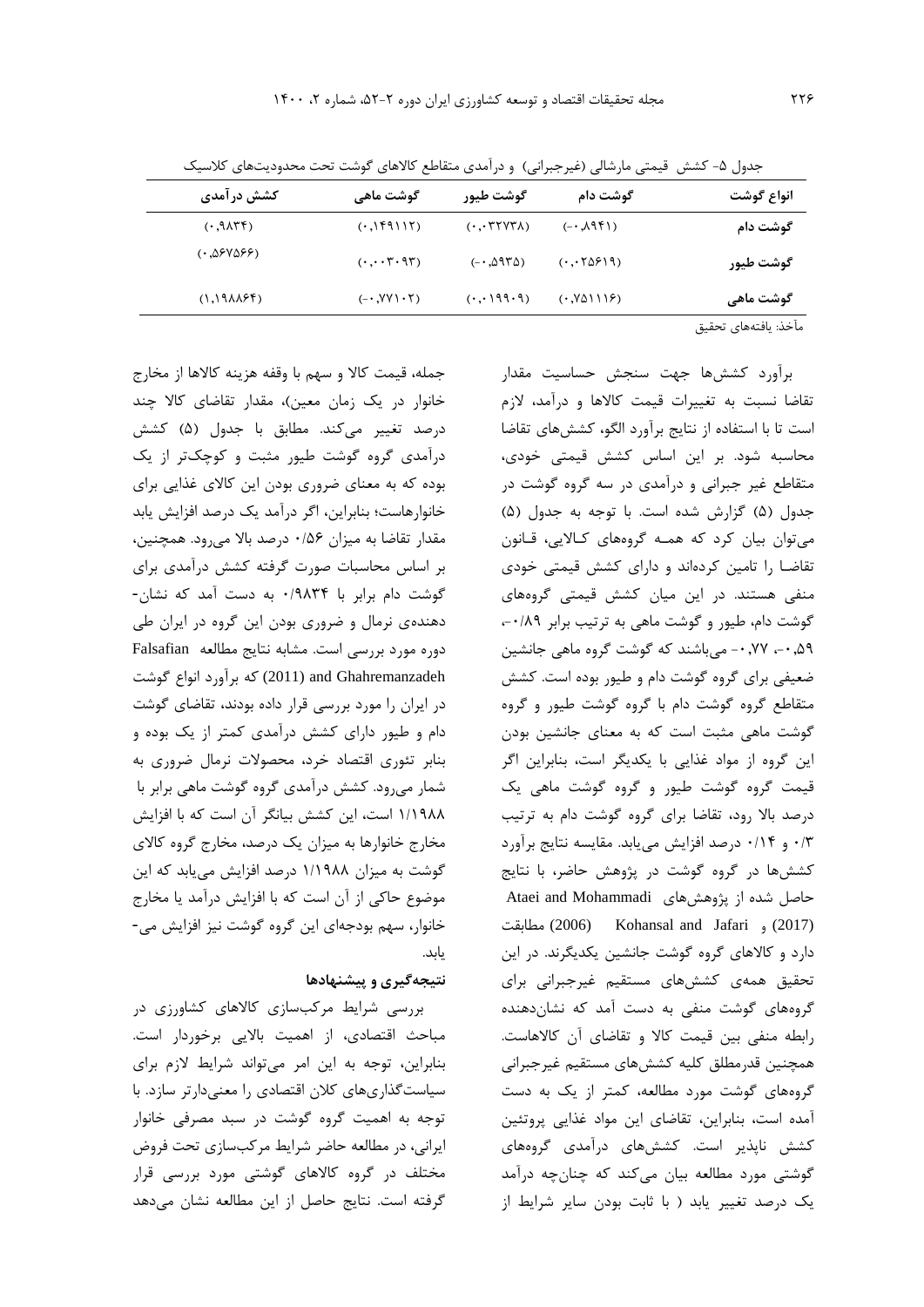جدول ۵- کشش قیمتی مارشالی (غیرجبرانی) و درآمدی متقاطع کالاهای گوشت تحت محدودیت‌های کلاسیک

| انواع گوشت | گوشت دام | گوشت طیور | گوشت ماهی | کشش درآمدی |
|---|---|---|---|---|
| **گوشت دام** | (۰،۸۹۴۱-) | (۰،۰۳۲۷۳۸) | (۰،۱۴۹۱۱۲) | (۰،۹۸۳۴) |
| **گوشت طیور** | (۰،۰۲۵۶۱۹) | (۰،۵۹۳۵-) | (۰،۰۰۳۰۹۳) | (۰،۵۶۷۵۶۶) |
| **گوشت ماهی** | (۰،۷۵۱۱۱۶) | (۰،۰۱۹۹۰۹) | (۰،۷۷۱۰۲-) | (۱،۱۹۸۸۶۴) |

مآخذ: یافته‌های تحقیق

برآورد کشش‌ها جهت سنجش حساسیت مقدار تقاضا نسبت به تغییرات قیمت کالاها و درآمد، لازم است تا با استفاده از نتایج برآورد الگو، کشش‌های تقاضا محاسبه شود. بر این اساس کشش قیمتی خودی، متقاطع غیر جبرانی و درآمدی در سه گروه گوشت در جدول (۵) گزارش شده است. با توجه به جدول (۵) می‌توان بیان کرد که همـه گروه‌های کـالایی، قـانون تقاضـا را تامین کرده‌اند و دارای کشش قیمتی خودی منفی هستند. در این میان کشش قیمتی گروه‌های گوشت دام، طیور و گوشت ماهی به ترتیب برابر ۰/۸۹-، ۰،۵۹-، ۰،۷۷- می‌باشند که گوشت گروه ماهی جانشین ضعیفی برای گروه گوشت دام و طیور بوده است. کشش متقاطع گروه گوشت دام با گروه گوشت طیور و گروه گوشت ماهی مثبت است که به معنای جانشین بودن این گروه از مواد غذایی با یکدیگر است، بنابراین اگر قیمت گروه گوشت طیور و گروه گوشت ماهی یک درصد بالا رود، تقاضا برای گروه گوشت دام به ترتیب ۰/۳ و ۰/۱۴ درصد افزایش می‌یابد. مقایسه نتایج برآورد کشش‌ها در گروه گوشت در پژوهش حاضر، با نتایج حاصل شده از پژوهش‌های Ataei and Mohammadi (2017) و Kohansal and Jafari (2006) مطابقت دارد و کالاهای گروه گوشت جانشین یکدیگرند. در این تحقیق همه‌ی کشش‌های مستقیم غیرجبرانی برای گروه‌های گوشت منفی به دست آمد که نشان‌دهنده رابطه منفی بین قیمت کالا و تقاضای آن کالاهاست. همچنین قدرمطلق کلیه کشش‌های مستقیم غیرجبرانی گروه‌های گوشت مورد مطالعه، کمتر از یک به دست آمده است، بنابراین، تقاضای این مواد غذایی پروتئین کشش ناپذیر است. کشش‌های درآمدی گروه‌های گوشتی مورد مطالعه بیان می‌کند که چنان‌چه درآمد یک درصد تغییر یابد ( با ثابت بودن سایر شرایط از جمله، قیمت کالا و سهم با وقفه هزینه کالاها از مخارج خانوار در یک زمان معین)، مقدار تقاضای کالا چند درصد تغییر می‌کند. مطابق با جدول (۵) کشش درآمدی گروه گوشت طیور مثبت و کوچک‌تر از یک بوده که به معنای ضروری بودن این کالای غذایی برای خانوارهاست؛ بنابراین، اگر درآمد یک درصد افزایش یابد مقدار تقاضا به میزان ۰/۵۶ درصد بالا می‌رود. همچنین، بر اساس محاسبات صورت گرفته کشش درآمدی برای گوشت دام برابر با ۰/۹۸۳۴ به دست آمد که نشان‌دهنده‌ی نرمال و ضروری بودن این گروه در ایران طی دوره مورد بررسی است. مشابه نتایج مطالعه Falsafian and Ghahremanzadeh (2011) که برآورد انواع گوشت در ایران را مورد بررسی قرار داده بودند، تقاضای گوشت دام و طیور دارای کشش درآمدی کمتر از یک بوده و بنابر تئوری اقتصاد خرد، محصولات نرمال ضروری به شمار می‌رود. کشش درآمدی گروه گوشت ماهی برابر با ۱/۱۹۸۸ است، این کشش بیانگر آن است که با افزایش مخارج خانوارها به میزان یک درصد، مخارج گروه کالای گوشت به میزان ۱/۱۹۸۸ درصد افزایش می‌یابد که این موضوع حاکی از آن است که با افزایش درآمد یا مخارج خانوار، سهم بودجه‌ای این گروه گوشت نیز افزایش می‌یابد.

## نتیجه‌گیری و پیشنهادها

بررسی شرایط مرکب‌سازی کالاهای کشاورزی در مباحث اقتصادی، از اهمیت بالایی برخوردار است. بنابراین، توجه به این امر می‌تواند شرایط لازم برای سیاست‌گذاری‌های کلان اقتصادی را معنی‌دارتر سازد. با توجه به اهمیت گروه گوشت در سبد مصرفی خانوار ایرانی، در مطالعه حاضر شرایط مرکب‌سازی تحت فروض مختلف در گروه کالاهای گوشتی مورد بررسی قرار گرفته است. نتایج حاصل از این مطالعه نشان می‌دهد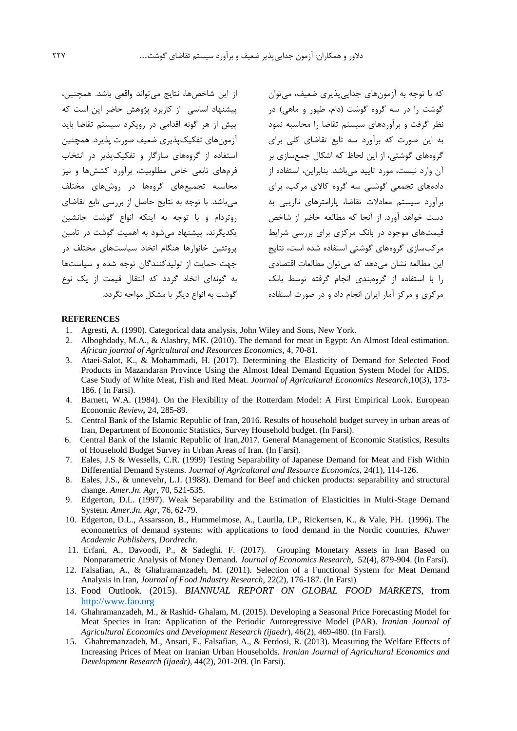که با توجه به آزمون‌های جدایی‌پذیری ضعیف، می‌توان گوشت را در سه گروه گوشت (دام، طیور و ماهی) در نظر گرفت و برآوردهای سیستم تقاضا را محاسبه نمود به این صورت که برآورد سه تابع تقاضای کلی برای گروه‌های گوشتی، از این لحاظ که اشکال جمع‌سازی بر آن وارد نیست، مورد تایید می‌باشد. بنابراین، استفاده از داده‌های تجمعی گوشتی سه گروه کالای مرکب، برای برآورد سیستم معادلات تقاضا، پارامترهای ناریبی به دست خواهد آورد. از آنجا که مطالعه حاضر از شاخص قیمت‌های موجود در بانک مرکزی برای بررسی شرایط مرکب‌سازی گروه‌های گوشتی استفاده شده است، نتایج این مطالعه نشان می‌دهد که می‌توان مطالعات اقتصادی را با استفاده از گروه‌بندی انجام گرفته توسط بانک مرکزی و مرکز آمار ایران انجام داد و در صورت استفاده از این شاخص‌ها، نتایج می‌تواند واقعی باشد. همچنین، پیشنهاد اساسی از کاربرد پژوهش حاضر این است که پیش از هر گونه اقدامی در رویکرد سیستم تقاضا باید آزمون‌های تفکیک‌پذیری ضعیف صورت پذیرد. همچنین استفاده از گروه‌های سازگار و تفکیک‌پذیر در انتخاب فرم‌های تابعی خاص مطلوبیت، برآورد کشش‌ها و نیز محاسبه تجمیع‌های گروه‌ها در روش‌های مختلف می‌باشد. با توجه به نتایج حاصل از بررسی تابع تقاضای روتردام و با توجه به اینکه انواع گوشت جانشین یکدیگرند، پیشنهاد می‌شود به اهمیت گوشت در تامین پروتئین خانوارها هنگام اتخاذ سیاست‌های مختلف در جهت حمایت از تولیدکنندگان توجه شده و سیاست‌ها به گونه‌ای اتخاذ گردد که انتقال قیمت از یک نوع گوشت به انواع دیگر با مشکل مواجه نگردد.

**REFERENCES**

1. Agresti, A. (1990). Categorical data analysis, John Wiley and Sons, New York.
2. Alboghdady, M.A., & Alashry, MK. (2010). The demand for meat in Egypt: An Almost Ideal estimation. *African journal of Agricultural and Resources Economics*, 4, 70-81.
3. Ataei-Salot, K., & Mohammadi, H. (2017). Determining the Elasticity of Demand for Selected Food Products in Mazandaran Province Using the Almost Ideal Demand Equation System Model for AIDS, Case Study of White Meat, Fish and Red Meat. *Journal of Agricultural Economics Research*,10(3), 173-186. ( In Farsi).
4. Barnett, W.A. (1984). On the Flexibility of the Rotterdam Model: A First Empirical Look. European Economic *Review,* 24, 285-89.
5. Central Bank of the Islamic Republic of Iran, 2016. Results of household budget survey in urban areas of Iran, Department of Economic Statistics, Survey Household budget. (In Farsi).
6. Central Bank of the Islamic Republic of Iran,2017. General Management of Economic Statistics, Results of Household Budget Survey in Urban Areas of Iran. (In Farsi).
7. Eales, J.S & Wessells, C.R. (1999) Testing Separability of Japanese Demand for Meat and Fish Within Differential Demand Systems. *Journal of Agricultural and Resource Economics*, 24(1), 114-126.
8. Eales, J.S., & unnevehr, L.J. (1988). Demand for Beef and chicken products: separability and structural change. *Amer.Jn. Agr*, 70, 521-535.
9. Edgerton, D.L. (1997). Weak Separability and the Estimation of Elasticities in Multi-Stage Demand System. *Amer.Jn. Agr*, 76, 62-79.
10. Edgerton, D.L., Assarsson, B., Hummelmose, A., Laurila, I.P., Rickertsen, K., & Vale, PH. (1996). The econometrics of demand systems: with applications to food demand in the Nordic countries, *Kluwer Academic Publishers, Dordrecht*.
11. Erfani, A., Davoodi, P., & Sadeghi. F. (2017). Grouping Monetary Assets in Iran Based on Nonparametric Analysis of Money Demand. *Journal of Economics Research,* 52(4), 879-904. (In Farsi).
12. Falsafian, A., & Ghahramanzadeh, M. (2011). Selection of a Functional System for Meat Demand Analysis in Iran, *Journal of Food Industry Research,* 22(2), 176-187. (In Farsi)
13. Food Outlook. (2015). *BIANNUAL REPORT ON GLOBAL FOOD MARKETS*, from http://www.fao.org
14. Ghahramanzadeh, M., & Rashid- Ghalam, M. (2015). Developing a Seasonal Price Forecasting Model for Meat Species in Iran: Application of the Periodic Autoregressive Model (PAR). *Iranian Journal of Agricultural Economics and Development Research (ijaedr*), 46(2), 469-480. (In Farsi).
15. Ghahremanzadeh, M., Ansari, F., Falsafian, A., & Ferdosi, R. (2013). Measuring the Welfare Effects of Increasing Prices of Meat on Iranian Urban Households. *Iranian Journal of Agricultural Economics and Development Research (ijaedr),* 44(2), 201-209. (In Farsi).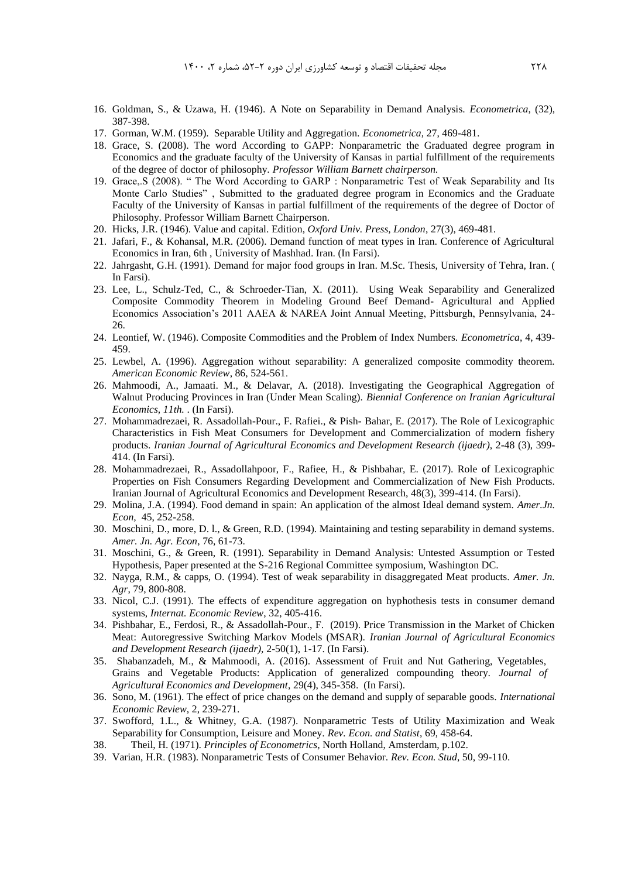16. Goldman, S., & Uzawa, H. (1946). A Note on Separability in Demand Analysis. *Econometrica*, (32), 387-398.
17. Gorman, W.M. (1959). Separable Utility and Aggregation. *Econometrica*, 27, 469-481.
18. Grace, S. (2008). The word According to GAPP: Nonparametric the Graduated degree program in Economics and the graduate faculty of the University of Kansas in partial fulfillment of the requirements of the degree of doctor of philosophy. *Professor William Barnett chairperson.*
19. Grace,.S (2008). " The Word According to GARP : Nonparametric Test of Weak Separability and Its Monte Carlo Studies" , Submitted to the graduated degree program in Economics and the Graduate Faculty of the University of Kansas in partial fulfillment of the requirements of the degree of Doctor of Philosophy. Professor William Barnett Chairperson.
20. Hicks, J.R. (1946). Value and capital. Edition, *Oxford Univ. Press, London*, 27(3), 469-481.
21. Jafari, F., & Kohansal, M.R. (2006). Demand function of meat types in Iran. Conference of Agricultural Economics in Iran, 6th , University of Mashhad. Iran. (In Farsi).
22. Jahrgasht, G.H. (1991). Demand for major food groups in Iran. M.Sc. Thesis, University of Tehra, Iran. ( In Farsi).
23. Lee, L., Schulz-Ted, C., & Schroeder-Tian, X. (2011). Using Weak Separability and Generalized Composite Commodity Theorem in Modeling Ground Beef Demand- Agricultural and Applied Economics Association's 2011 AAEA & NAREA Joint Annual Meeting, Pittsburgh, Pennsylvania, 24-26.
24. Leontief, W. (1946). Composite Commodities and the Problem of Index Numbers. *Econometrica*, 4, 439-459.
25. Lewbel, A. (1996). Aggregation without separability: A generalized composite commodity theorem. *American Economic Review*, 86, 524-561.
26. Mahmoodi, A., Jamaati. M., & Delavar, A. (2018). Investigating the Geographical Aggregation of Walnut Producing Provinces in Iran (Under Mean Scaling). *Biennial Conference on Iranian Agricultural Economics, 11th.* . (In Farsi).
27. Mohammadrezaei, R. Assadollah-Pour., F. Rafiei., & Pish- Bahar, E. (2017). The Role of Lexicographic Characteristics in Fish Meat Consumers for Development and Commercialization of modern fishery products. *Iranian Journal of Agricultural Economics and Development Research (ijaedr)*, 2-48 (3), 399-414. (In Farsi).
28. Mohammadrezaei, R., Assadollahpoor, F., Rafiee, H., & Pishbahar, E. (2017). Role of Lexicographic Properties on Fish Consumers Regarding Development and Commercialization of New Fish Products. Iranian Journal of Agricultural Economics and Development Research, 48(3), 399-414. (In Farsi).
29. Molina, J.A. (1994). Food demand in spain: An application of the almost Ideal demand system. *Amer.Jn. Econ,* 45, 252-258.
30. Moschini, D., more, D. l., & Green, R.D. (1994). Maintaining and testing separability in demand systems. *Amer. Jn. Agr. Econ*, 76, 61-73.
31. Moschini, G., & Green, R. (1991). Separability in Demand Analysis: Untested Assumption or Tested Hypothesis, Paper presented at the S-216 Regional Committee symposium, Washington DC.
32. Nayga, R.M., & capps, O. (1994). Test of weak separability in disaggregated Meat products. *Amer. Jn. Agr*, 79, 800-808.
33. Nicol, C.J. (1991). The effects of expenditure aggregation on hyphothesis tests in consumer demand systems, *Internat. Economic Review*, 32, 405-416.
34. Pishbahar, E., Ferdosi, R., & Assadollah-Pour., F. (2019). Price Transmission in the Market of Chicken Meat: Autoregressive Switching Markov Models (MSAR). *Iranian Journal of Agricultural Economics and Development Research (ijaedr)*, 2-50(1), 1-17. (In Farsi).
35. Shabanzadeh, M., & Mahmoodi, A. (2016). Assessment of Fruit and Nut Gathering, Vegetables, Grains and Vegetable Products: Application of generalized compounding theory. *Journal of Agricultural Economics and Development*, 29(4), 345-358. (In Farsi).
36. Sono, M. (1961). The effect of price changes on the demand and supply of separable goods. *International Economic Review*, 2, 239-271.
37. Swofford, 1.L., & Whitney, G.A. (1987). Nonparametric Tests of Utility Maximization and Weak Separability for Consumption, Leisure and Money. *Rev. Econ. and Statist*, 69, 458-64.
38. Theil, H. (1971). *Principles of Econometrics*, North Holland, Amsterdam, p.102.
39. Varian, H.R. (1983). Nonparametric Tests of Consumer Behavior. *Rev. Econ. Stud*, 50, 99-110.